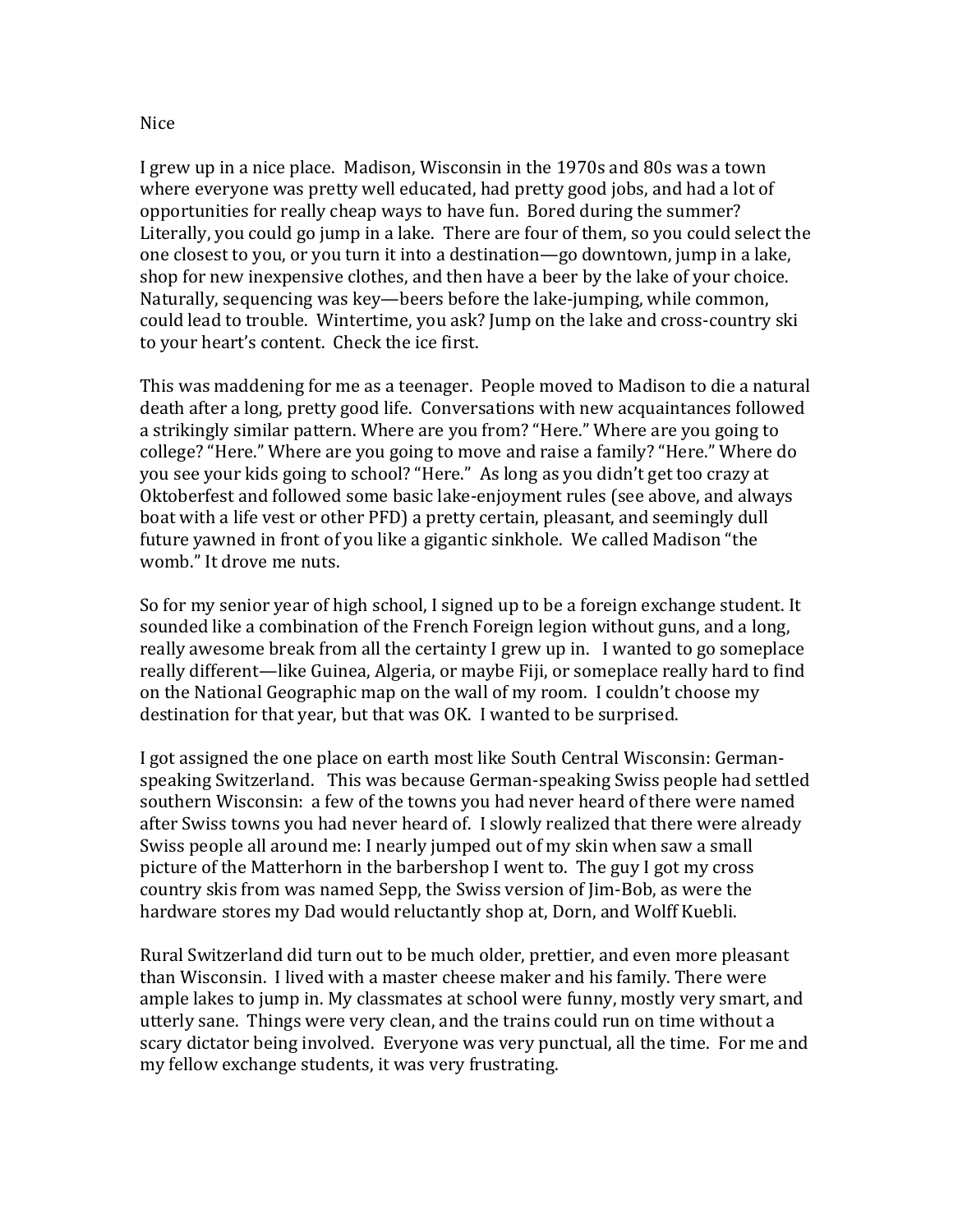Nice

I grew up in a nice place. Madison, Wisconsin in the 1970s and 80s was a town where everyone was pretty well educated, had pretty good jobs, and had a lot of opportunities for really cheap ways to have fun. Bored during the summer? Literally, you could go jump in a lake. There are four of them, so you could select the one closest to you, or you turn it into a destination—go downtown, jump in a lake, shop for new inexpensive clothes, and then have a beer by the lake of your choice. Naturally, sequencing was key—beers before the lake-jumping, while common, could lead to trouble. Wintertime, you ask? Jump on the lake and cross-country ski to your heart's content. Check the ice first.

This was maddening for me as a teenager. People moved to Madison to die a natural death after a long, pretty good life. Conversations with new acquaintances followed a strikingly similar pattern. Where are you from? "Here." Where are you going to college? "Here." Where are you going to move and raise a family? "Here." Where do you see your kids going to school? "Here." As long as you didn't get too crazy at Oktoberfest and followed some basic lake-enjoyment rules (see above, and always boat with a life vest or other PFD) a pretty certain, pleasant, and seemingly dull future yawned in front of you like a gigantic sinkhole. We called Madison "the womb." It drove me nuts.

So for my senior year of high school, I signed up to be a foreign exchange student. It sounded like a combination of the French Foreign legion without guns, and a long, really awesome break from all the certainty I grew up in. I wanted to go someplace really different—like Guinea, Algeria, or maybe Fiji, or someplace really hard to find on the National Geographic map on the wall of my room. I couldn't choose my destination for that year, but that was OK. I wanted to be surprised.

I got assigned the one place on earth most like South Central Wisconsin: German-speaking Switzerland. This was because German-speaking Swiss people had settled southern Wisconsin: a few of the towns you had never heard of there were named after Swiss towns you had never heard of. I slowly realized that there were already Swiss people all around me: I nearly jumped out of my skin when saw a small picture of the Matterhorn in the barbershop I went to. The guy I got my cross country skis from was named Sepp, the Swiss version of Jim-Bob, as were the hardware stores my Dad would reluctantly shop at, Dorn, and Wolff Kuebli.

Rural Switzerland did turn out to be much older, prettier, and even more pleasant than Wisconsin. I lived with a master cheese maker and his family. There were ample lakes to jump in. My classmates at school were funny, mostly very smart, and utterly sane. Things were very clean, and the trains could run on time without a scary dictator being involved. Everyone was very punctual, all the time. For me and my fellow exchange students, it was very frustrating.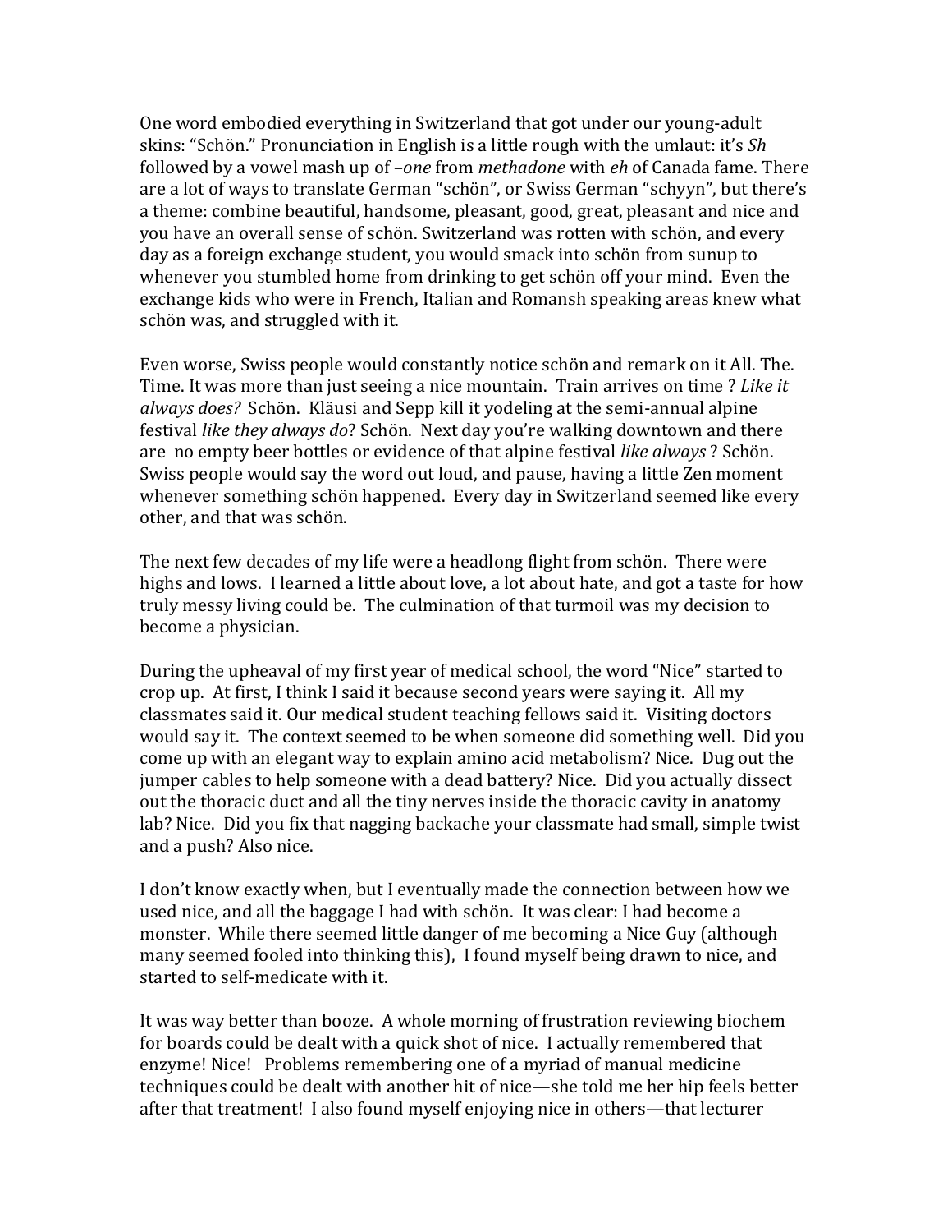One word embodied everything in Switzerland that got under our young-adult skins: "Schön." Pronunciation in English is a little rough with the umlaut: it's *Sh* followed by a vowel mash up of *–one* from *methadone* with *eh* of Canada fame. There are a lot of ways to translate German "schön", or Swiss German "schyyn", but there's a theme: combine beautiful, handsome, pleasant, good, great, pleasant and nice and you have an overall sense of schön. Switzerland was rotten with schön, and every day as a foreign exchange student, you would smack into schön from sunup to whenever you stumbled home from drinking to get schön off your mind. Even the exchange kids who were in French, Italian and Romansh speaking areas knew what schön was, and struggled with it.

Even worse, Swiss people would constantly notice schön and remark on it All. The. Time. It was more than just seeing a nice mountain. Train arrives on time ? *Like it always does?* Schön. Kläusi and Sepp kill it yodeling at the semi-annual alpine festival *like they always do*? Schön. Next day you're walking downtown and there are no empty beer bottles or evidence of that alpine festival *like always* ? Schön. Swiss people would say the word out loud, and pause, having a little Zen moment whenever something schön happened. Every day in Switzerland seemed like every other, and that was schön.

The next few decades of my life were a headlong flight from schön. There were highs and lows. I learned a little about love, a lot about hate, and got a taste for how truly messy living could be. The culmination of that turmoil was my decision to become a physician.

During the upheaval of my first year of medical school, the word "Nice" started to crop up. At first, I think I said it because second years were saying it. All my classmates said it. Our medical student teaching fellows said it. Visiting doctors would say it. The context seemed to be when someone did something well. Did you come up with an elegant way to explain amino acid metabolism? Nice. Dug out the jumper cables to help someone with a dead battery? Nice. Did you actually dissect out the thoracic duct and all the tiny nerves inside the thoracic cavity in anatomy lab? Nice. Did you fix that nagging backache your classmate had small, simple twist and a push? Also nice.

I don't know exactly when, but I eventually made the connection between how we used nice, and all the baggage I had with schön. It was clear: I had become a monster. While there seemed little danger of me becoming a Nice Guy (although many seemed fooled into thinking this), I found myself being drawn to nice, and started to self-medicate with it.

It was way better than booze. A whole morning of frustration reviewing biochem for boards could be dealt with a quick shot of nice. I actually remembered that enzyme! Nice! Problems remembering one of a myriad of manual medicine techniques could be dealt with another hit of nice—she told me her hip feels better after that treatment! I also found myself enjoying nice in others—that lecturer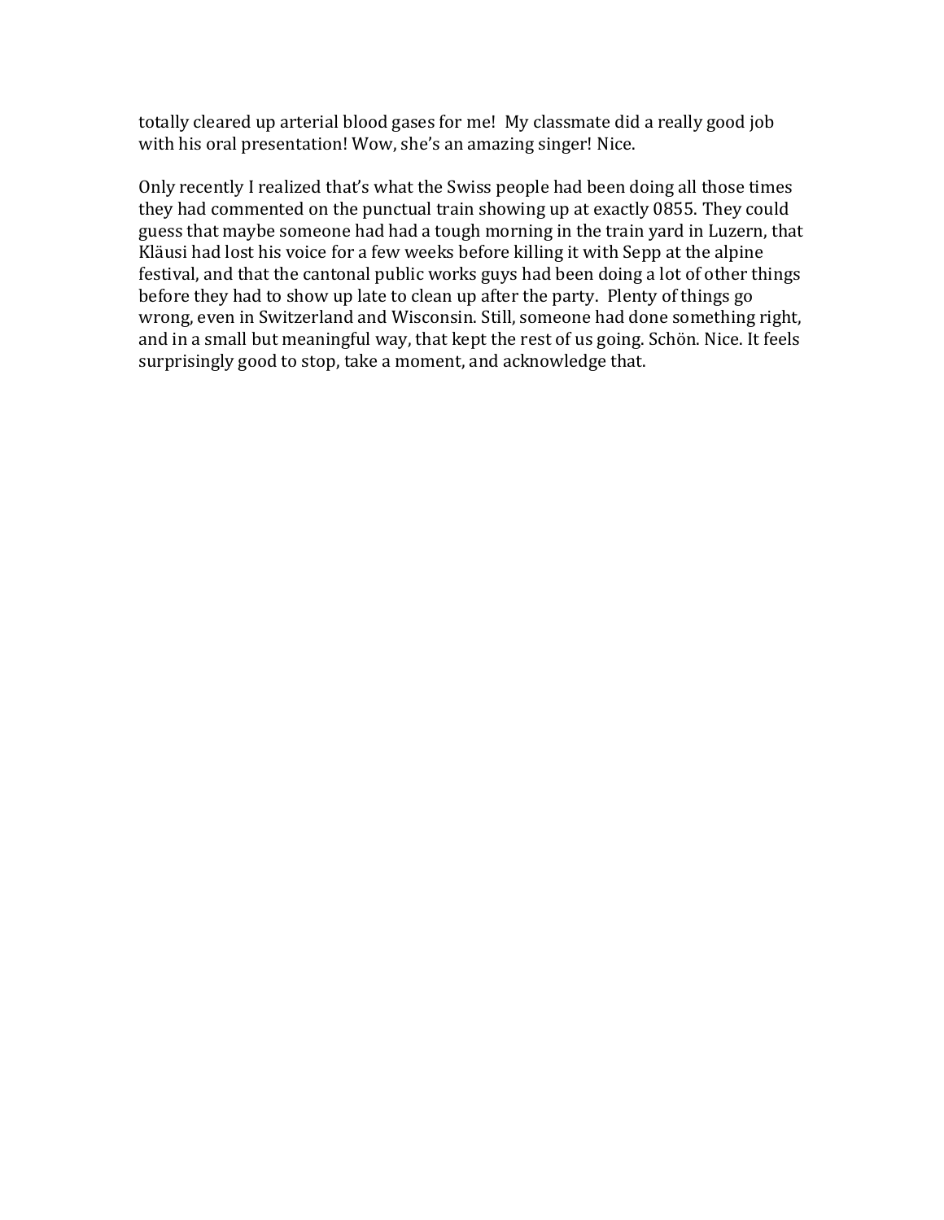totally cleared up arterial blood gases for me! My classmate did a really good job with his oral presentation! Wow, she's an amazing singer! Nice.

Only recently I realized that's what the Swiss people had been doing all those times they had commented on the punctual train showing up at exactly 0855. They could guess that maybe someone had had a tough morning in the train yard in Luzern, that Kläusi had lost his voice for a few weeks before killing it with Sepp at the alpine festival, and that the cantonal public works guys had been doing a lot of other things before they had to show up late to clean up after the party. Plenty of things go wrong, even in Switzerland and Wisconsin. Still, someone had done something right, and in a small but meaningful way, that kept the rest of us going. Schön. Nice. It feels surprisingly good to stop, take a moment, and acknowledge that.